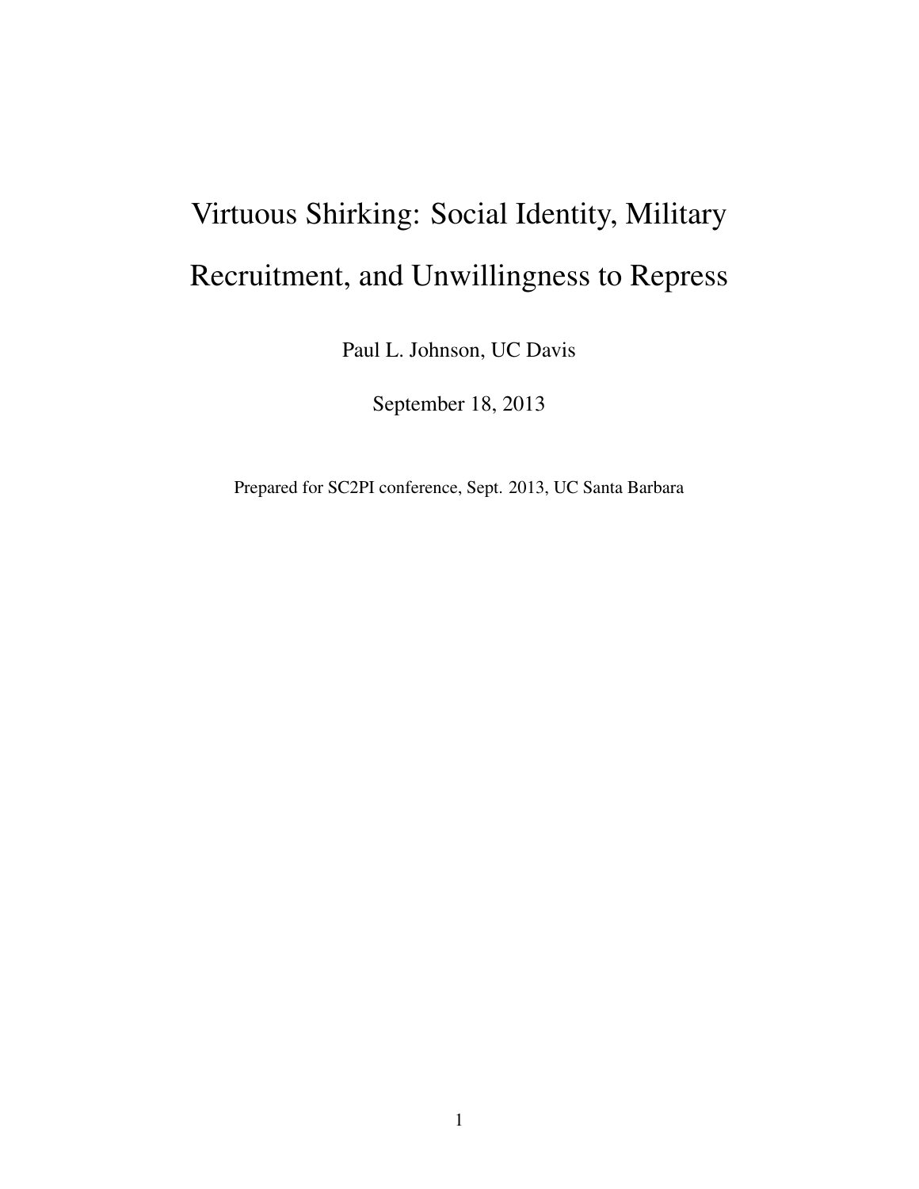# Virtuous Shirking: Social Identity, Military Recruitment, and Unwillingness to Repress

Paul L. Johnson, UC Davis

September 18, 2013

Prepared for SC2PI conference, Sept. 2013, UC Santa Barbara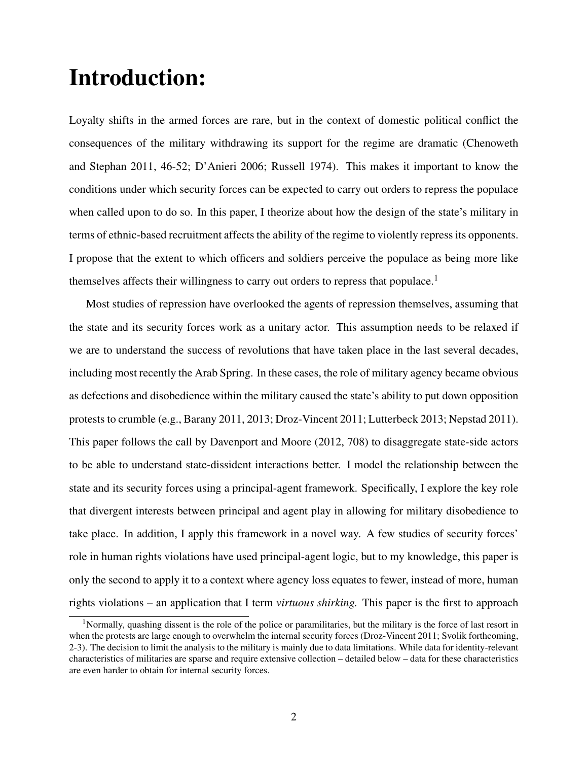# Introduction:

Loyalty shifts in the armed forces are rare, but in the context of domestic political conflict the consequences of the military withdrawing its support for the regime are dramatic (Chenoweth and Stephan 2011, 46-52; D'Anieri 2006; Russell 1974). This makes it important to know the conditions under which security forces can be expected to carry out orders to repress the populace when called upon to do so. In this paper, I theorize about how the design of the state's military in terms of ethnic-based recruitment affects the ability of the regime to violently repress its opponents. I propose that the extent to which officers and soldiers perceive the populace as being more like themselves affects their willingness to carry out orders to repress that populace.[1]

Most studies of repression have overlooked the agents of repression themselves, assuming that the state and its security forces work as a unitary actor. This assumption needs to be relaxed if we are to understand the success of revolutions that have taken place in the last several decades, including most recently the Arab Spring. In these cases, the role of military agency became obvious as defections and disobedience within the military caused the state's ability to put down opposition protests to crumble (e.g., Barany 2011, 2013; Droz-Vincent 2011; Lutterbeck 2013; Nepstad 2011). This paper follows the call by Davenport and Moore (2012, 708) to disaggregate state-side actors to be able to understand state-dissident interactions better. I model the relationship between the state and its security forces using a principal-agent framework. Specifically, I explore the key role that divergent interests between principal and agent play in allowing for military disobedience to take place. In addition, I apply this framework in a novel way. A few studies of security forces' role in human rights violations have used principal-agent logic, but to my knowledge, this paper is only the second to apply it to a context where agency loss equates to fewer, instead of more, human rights violations – an application that I term *virtuous shirking.* This paper is the first to approach

[1] Normally, quashing dissent is the role of the police or paramilitaries, but the military is the force of last resort in when the protests are large enough to overwhelm the internal security forces (Droz-Vincent 2011; Svolik forthcoming, 2-3). The decision to limit the analysis to the military is mainly due to data limitations. While data for identity-relevant characteristics of militaries are sparse and require extensive collection – detailed below – data for these characteristics are even harder to obtain for internal security forces.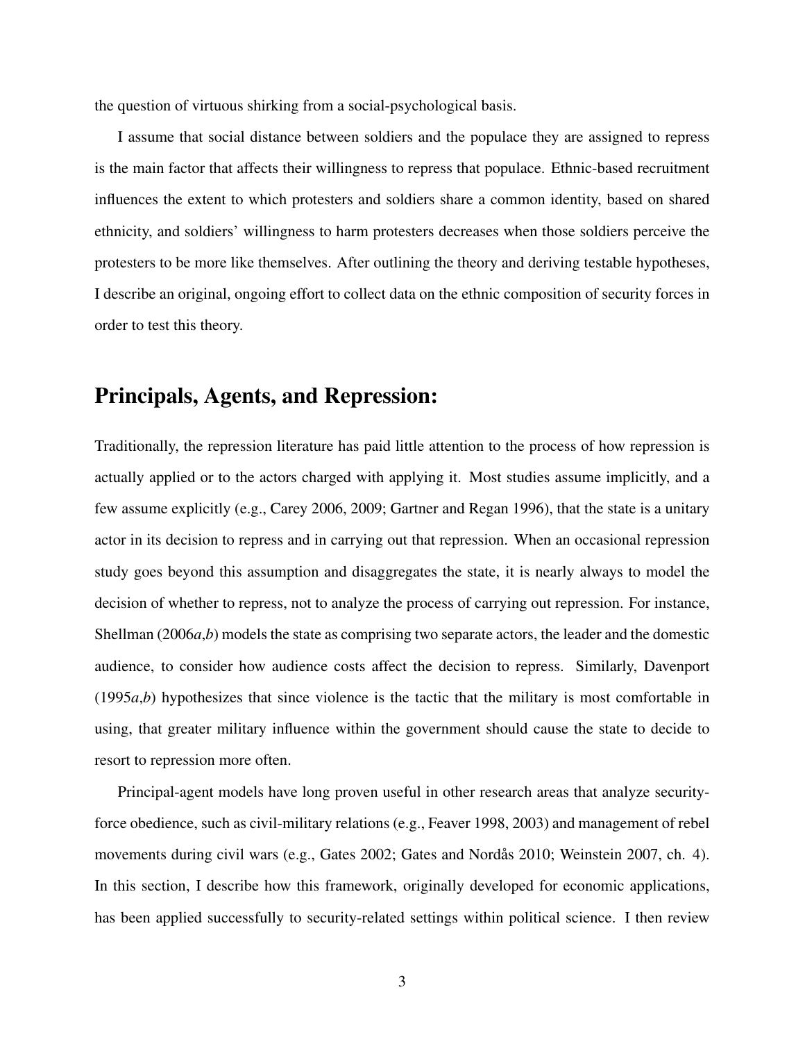the question of virtuous shirking from a social-psychological basis.

I assume that social distance between soldiers and the populace they are assigned to repress is the main factor that affects their willingness to repress that populace. Ethnic-based recruitment influences the extent to which protesters and soldiers share a common identity, based on shared ethnicity, and soldiers' willingness to harm protesters decreases when those soldiers perceive the protesters to be more like themselves. After outlining the theory and deriving testable hypotheses, I describe an original, ongoing effort to collect data on the ethnic composition of security forces in order to test this theory.

## Principals, Agents, and Repression:

Traditionally, the repression literature has paid little attention to the process of how repression is actually applied or to the actors charged with applying it. Most studies assume implicitly, and a few assume explicitly (e.g., Carey 2006, 2009; Gartner and Regan 1996), that the state is a unitary actor in its decision to repress and in carrying out that repression. When an occasional repression study goes beyond this assumption and disaggregates the state, it is nearly always to model the decision of whether to repress, not to analyze the process of carrying out repression. For instance, Shellman (2006*a*,*b*) models the state as comprising two separate actors, the leader and the domestic audience, to consider how audience costs affect the decision to repress. Similarly, Davenport (1995*a*,*b*) hypothesizes that since violence is the tactic that the military is most comfortable in using, that greater military influence within the government should cause the state to decide to resort to repression more often.

Principal-agent models have long proven useful in other research areas that analyze security-force obedience, such as civil-military relations (e.g., Feaver 1998, 2003) and management of rebel movements during civil wars (e.g., Gates 2002; Gates and Nordås 2010; Weinstein 2007, ch. 4). In this section, I describe how this framework, originally developed for economic applications, has been applied successfully to security-related settings within political science. I then review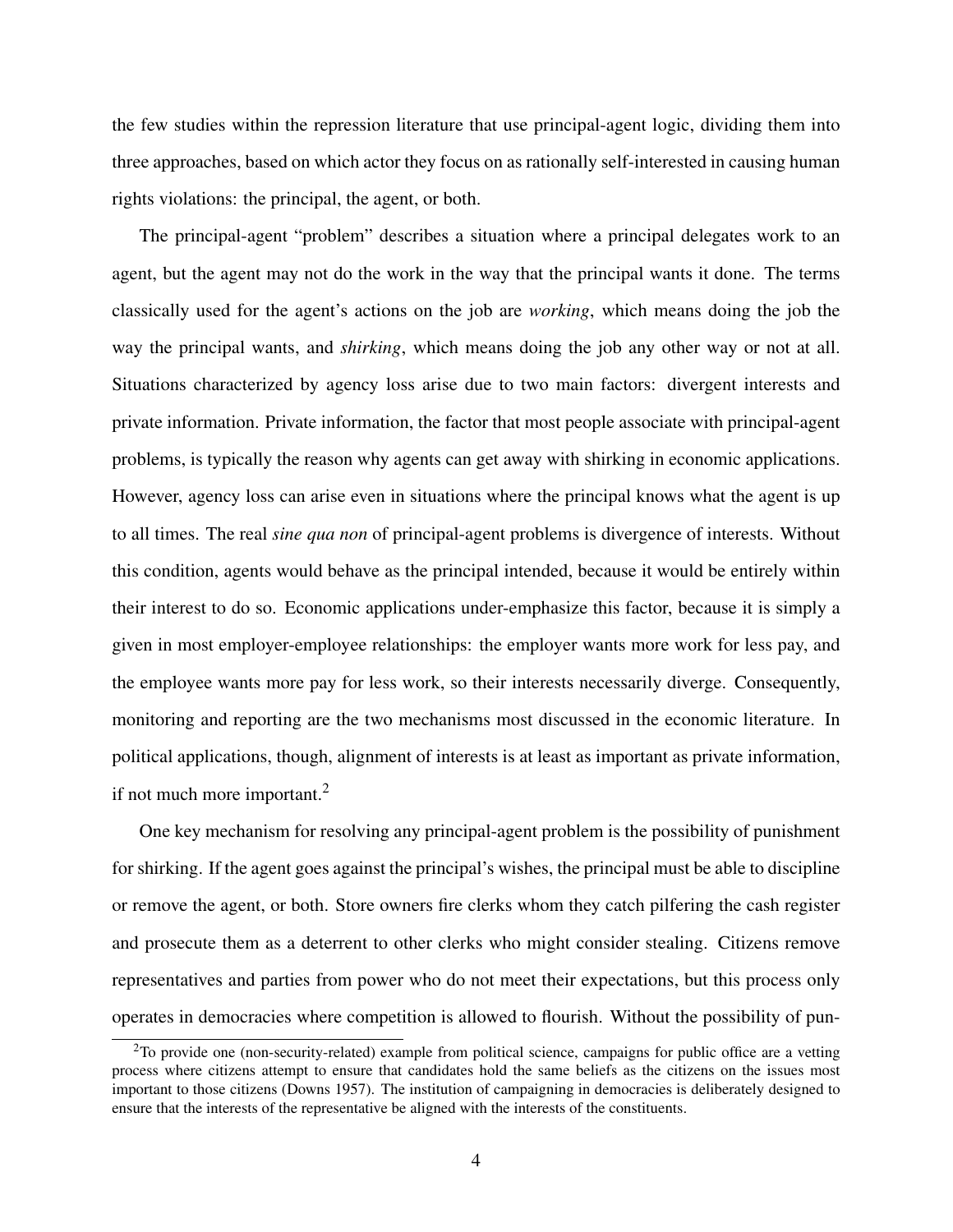the few studies within the repression literature that use principal-agent logic, dividing them into three approaches, based on which actor they focus on as rationally self-interested in causing human rights violations: the principal, the agent, or both.

The principal-agent "problem" describes a situation where a principal delegates work to an agent, but the agent may not do the work in the way that the principal wants it done. The terms classically used for the agent's actions on the job are *working*, which means doing the job the way the principal wants, and *shirking*, which means doing the job any other way or not at all. Situations characterized by agency loss arise due to two main factors: divergent interests and private information. Private information, the factor that most people associate with principal-agent problems, is typically the reason why agents can get away with shirking in economic applications. However, agency loss can arise even in situations where the principal knows what the agent is up to all times. The real *sine qua non* of principal-agent problems is divergence of interests. Without this condition, agents would behave as the principal intended, because it would be entirely within their interest to do so. Economic applications under-emphasize this factor, because it is simply a given in most employer-employee relationships: the employer wants more work for less pay, and the employee wants more pay for less work, so their interests necessarily diverge. Consequently, monitoring and reporting are the two mechanisms most discussed in the economic literature. In political applications, though, alignment of interests is at least as important as private information, if not much more important.[2]

One key mechanism for resolving any principal-agent problem is the possibility of punishment for shirking. If the agent goes against the principal's wishes, the principal must be able to discipline or remove the agent, or both. Store owners fire clerks whom they catch pilfering the cash register and prosecute them as a deterrent to other clerks who might consider stealing. Citizens remove representatives and parties from power who do not meet their expectations, but this process only operates in democracies where competition is allowed to flourish. Without the possibility of pun-

[2]To provide one (non-security-related) example from political science, campaigns for public office are a vetting process where citizens attempt to ensure that candidates hold the same beliefs as the citizens on the issues most important to those citizens (Downs 1957). The institution of campaigning in democracies is deliberately designed to ensure that the interests of the representative be aligned with the interests of the constituents.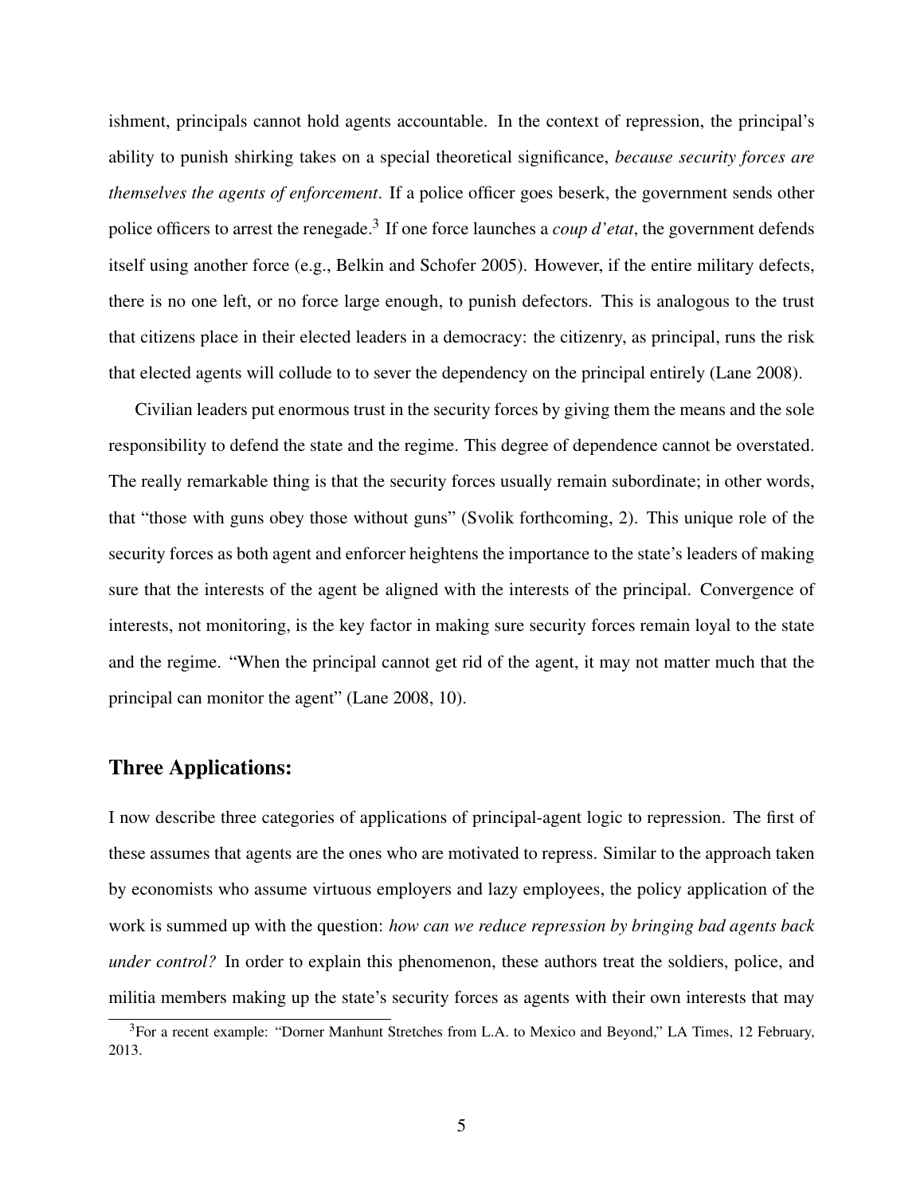ishment, principals cannot hold agents accountable. In the context of repression, the principal's ability to punish shirking takes on a special theoretical significance, *because security forces are themselves the agents of enforcement*. If a police officer goes beserk, the government sends other police officers to arrest the renegade.[3] If one force launches a *coup d'etat*, the government defends itself using another force (e.g., Belkin and Schofer 2005). However, if the entire military defects, there is no one left, or no force large enough, to punish defectors. This is analogous to the trust that citizens place in their elected leaders in a democracy: the citizenry, as principal, runs the risk that elected agents will collude to to sever the dependency on the principal entirely (Lane 2008).

Civilian leaders put enormous trust in the security forces by giving them the means and the sole responsibility to defend the state and the regime. This degree of dependence cannot be overstated. The really remarkable thing is that the security forces usually remain subordinate; in other words, that "those with guns obey those without guns" (Svolik forthcoming, 2). This unique role of the security forces as both agent and enforcer heightens the importance to the state's leaders of making sure that the interests of the agent be aligned with the interests of the principal. Convergence of interests, not monitoring, is the key factor in making sure security forces remain loyal to the state and the regime. "When the principal cannot get rid of the agent, it may not matter much that the principal can monitor the agent" (Lane 2008, 10).

## Three Applications:

I now describe three categories of applications of principal-agent logic to repression. The first of these assumes that agents are the ones who are motivated to repress. Similar to the approach taken by economists who assume virtuous employers and lazy employees, the policy application of the work is summed up with the question: *how can we reduce repression by bringing bad agents back under control?* In order to explain this phenomenon, these authors treat the soldiers, police, and militia members making up the state's security forces as agents with their own interests that may

[3] For a recent example: "Dorner Manhunt Stretches from L.A. to Mexico and Beyond," LA Times, 12 February, 2013.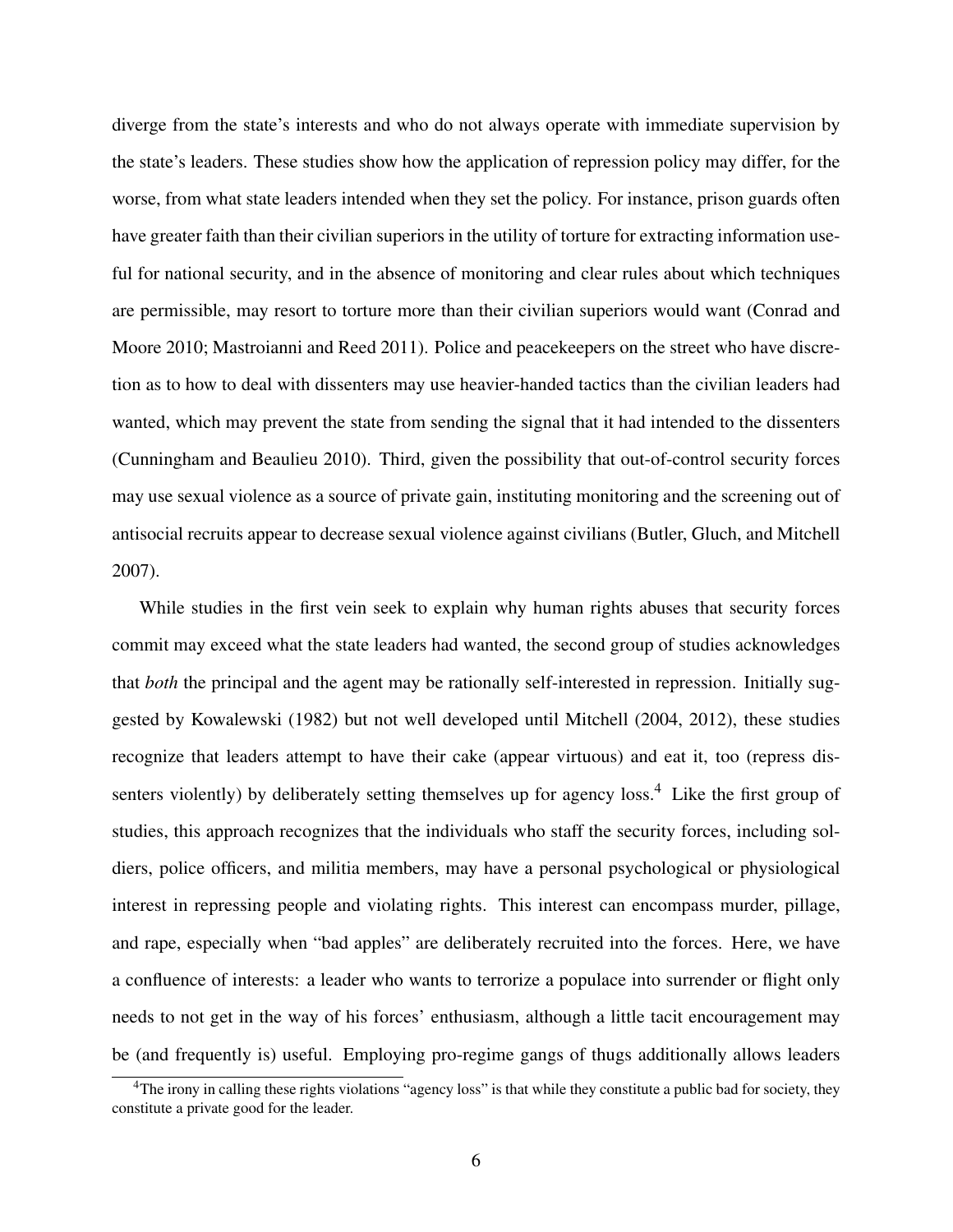diverge from the state's interests and who do not always operate with immediate supervision by the state's leaders. These studies show how the application of repression policy may differ, for the worse, from what state leaders intended when they set the policy. For instance, prison guards often have greater faith than their civilian superiors in the utility of torture for extracting information useful for national security, and in the absence of monitoring and clear rules about which techniques are permissible, may resort to torture more than their civilian superiors would want (Conrad and Moore 2010; Mastroianni and Reed 2011). Police and peacekeepers on the street who have discretion as to how to deal with dissenters may use heavier-handed tactics than the civilian leaders had wanted, which may prevent the state from sending the signal that it had intended to the dissenters (Cunningham and Beaulieu 2010). Third, given the possibility that out-of-control security forces may use sexual violence as a source of private gain, instituting monitoring and the screening out of antisocial recruits appear to decrease sexual violence against civilians (Butler, Gluch, and Mitchell 2007).

While studies in the first vein seek to explain why human rights abuses that security forces commit may exceed what the state leaders had wanted, the second group of studies acknowledges that *both* the principal and the agent may be rationally self-interested in repression. Initially suggested by Kowalewski (1982) but not well developed until Mitchell (2004, 2012), these studies recognize that leaders attempt to have their cake (appear virtuous) and eat it, too (repress dissenters violently) by deliberately setting themselves up for agency loss.[4] Like the first group of studies, this approach recognizes that the individuals who staff the security forces, including soldiers, police officers, and militia members, may have a personal psychological or physiological interest in repressing people and violating rights. This interest can encompass murder, pillage, and rape, especially when "bad apples" are deliberately recruited into the forces. Here, we have a confluence of interests: a leader who wants to terrorize a populace into surrender or flight only needs to not get in the way of his forces' enthusiasm, although a little tacit encouragement may be (and frequently is) useful. Employing pro-regime gangs of thugs additionally allows leaders

[4]The irony in calling these rights violations "agency loss" is that while they constitute a public bad for society, they constitute a private good for the leader.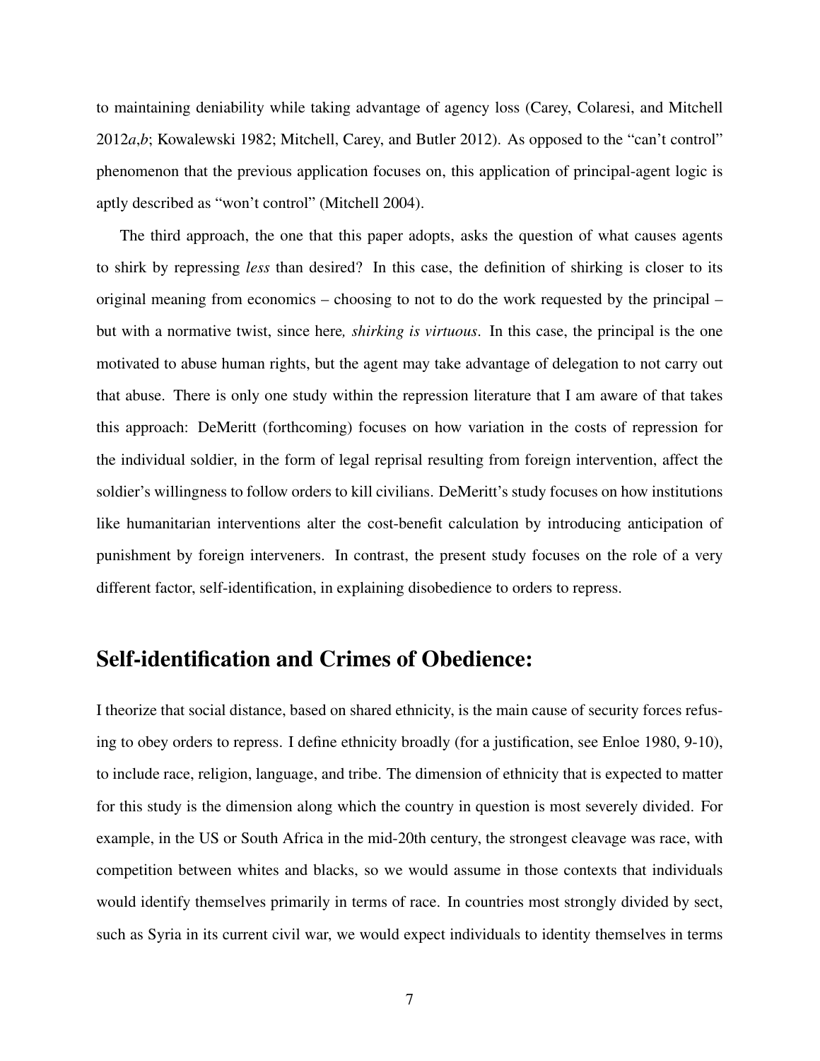to maintaining deniability while taking advantage of agency loss (Carey, Colaresi, and Mitchell 2012*a*,*b*; Kowalewski 1982; Mitchell, Carey, and Butler 2012). As opposed to the "can't control" phenomenon that the previous application focuses on, this application of principal-agent logic is aptly described as "won't control" (Mitchell 2004).

The third approach, the one that this paper adopts, asks the question of what causes agents to shirk by repressing *less* than desired? In this case, the definition of shirking is closer to its original meaning from economics – choosing to not to do the work requested by the principal – but with a normative twist, since here*, shirking is virtuous*. In this case, the principal is the one motivated to abuse human rights, but the agent may take advantage of delegation to not carry out that abuse. There is only one study within the repression literature that I am aware of that takes this approach: DeMeritt (forthcoming) focuses on how variation in the costs of repression for the individual soldier, in the form of legal reprisal resulting from foreign intervention, affect the soldier's willingness to follow orders to kill civilians. DeMeritt's study focuses on how institutions like humanitarian interventions alter the cost-benefit calculation by introducing anticipation of punishment by foreign interveners. In contrast, the present study focuses on the role of a very different factor, self-identification, in explaining disobedience to orders to repress.

## Self-identification and Crimes of Obedience:

I theorize that social distance, based on shared ethnicity, is the main cause of security forces refusing to obey orders to repress. I define ethnicity broadly (for a justification, see Enloe 1980, 9-10), to include race, religion, language, and tribe. The dimension of ethnicity that is expected to matter for this study is the dimension along which the country in question is most severely divided. For example, in the US or South Africa in the mid-20th century, the strongest cleavage was race, with competition between whites and blacks, so we would assume in those contexts that individuals would identify themselves primarily in terms of race. In countries most strongly divided by sect, such as Syria in its current civil war, we would expect individuals to identity themselves in terms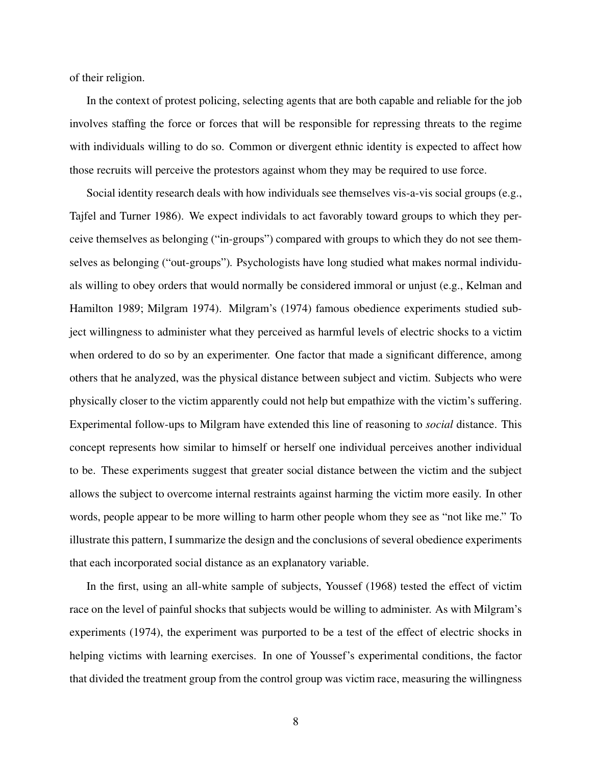of their religion.

In the context of protest policing, selecting agents that are both capable and reliable for the job involves staffing the force or forces that will be responsible for repressing threats to the regime with individuals willing to do so. Common or divergent ethnic identity is expected to affect how those recruits will perceive the protestors against whom they may be required to use force.

Social identity research deals with how individuals see themselves vis-a-vis social groups (e.g., Tajfel and Turner 1986). We expect individuals to act favorably toward groups to which they perceive themselves as belonging ("in-groups") compared with groups to which they do not see themselves as belonging ("out-groups"). Psychologists have long studied what makes normal individuals willing to obey orders that would normally be considered immoral or unjust (e.g., Kelman and Hamilton 1989; Milgram 1974). Milgram's (1974) famous obedience experiments studied subject willingness to administer what they perceived as harmful levels of electric shocks to a victim when ordered to do so by an experimenter. One factor that made a significant difference, among others that he analyzed, was the physical distance between subject and victim. Subjects who were physically closer to the victim apparently could not help but empathize with the victim's suffering. Experimental follow-ups to Milgram have extended this line of reasoning to *social* distance. This concept represents how similar to himself or herself one individual perceives another individual to be. These experiments suggest that greater social distance between the victim and the subject allows the subject to overcome internal restraints against harming the victim more easily. In other words, people appear to be more willing to harm other people whom they see as "not like me." To illustrate this pattern, I summarize the design and the conclusions of several obedience experiments that each incorporated social distance as an explanatory variable.

In the first, using an all-white sample of subjects, Youssef (1968) tested the effect of victim race on the level of painful shocks that subjects would be willing to administer. As with Milgram's experiments (1974), the experiment was purported to be a test of the effect of electric shocks in helping victims with learning exercises. In one of Youssef's experimental conditions, the factor that divided the treatment group from the control group was victim race, measuring the willingness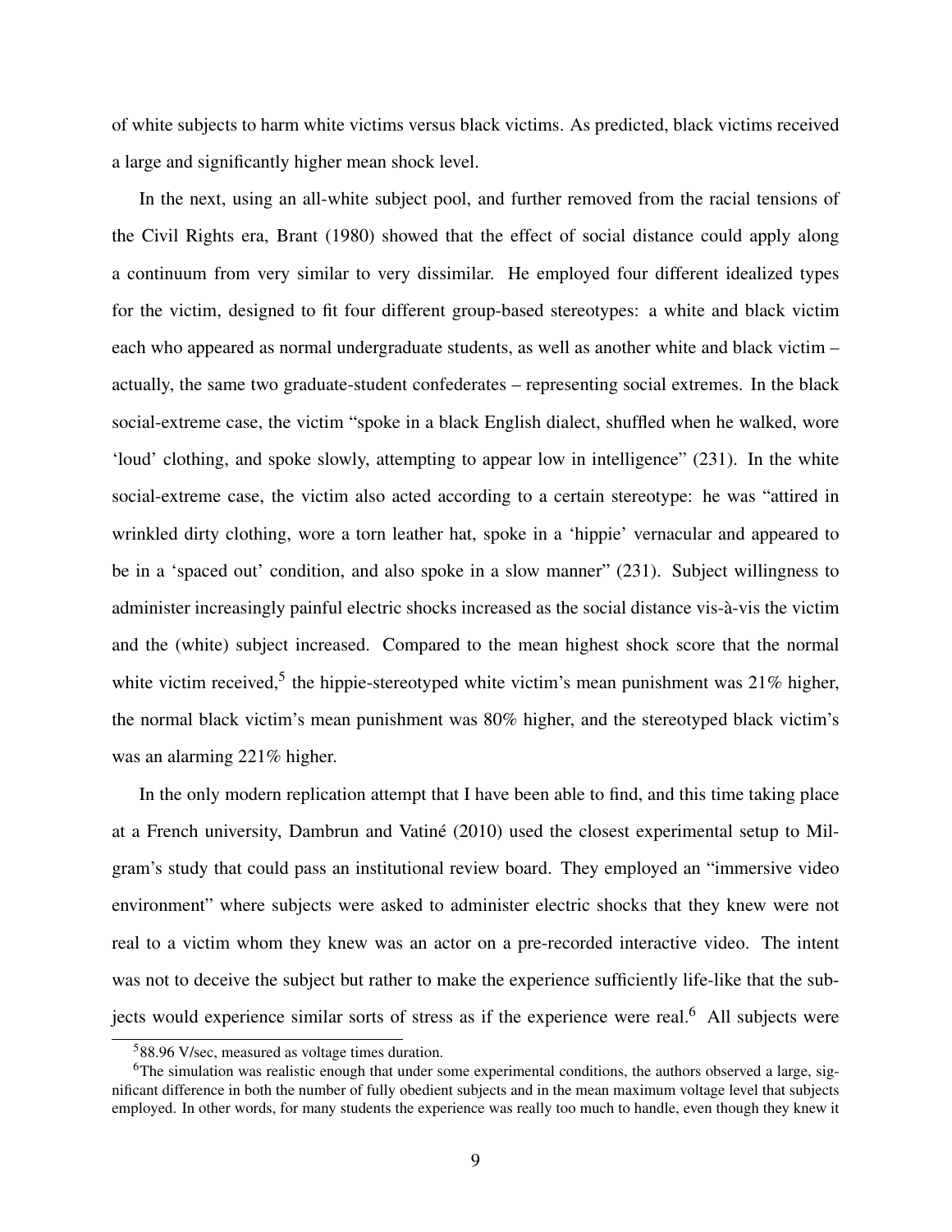of white subjects to harm white victims versus black victims. As predicted, black victims received a large and significantly higher mean shock level.

In the next, using an all-white subject pool, and further removed from the racial tensions of the Civil Rights era, Brant (1980) showed that the effect of social distance could apply along a continuum from very similar to very dissimilar. He employed four different idealized types for the victim, designed to fit four different group-based stereotypes: a white and black victim each who appeared as normal undergraduate students, as well as another white and black victim – actually, the same two graduate-student confederates – representing social extremes. In the black social-extreme case, the victim "spoke in a black English dialect, shuffled when he walked, wore 'loud' clothing, and spoke slowly, attempting to appear low in intelligence" (231). In the white social-extreme case, the victim also acted according to a certain stereotype: he was "attired in wrinkled dirty clothing, wore a torn leather hat, spoke in a 'hippie' vernacular and appeared to be in a 'spaced out' condition, and also spoke in a slow manner" (231). Subject willingness to administer increasingly painful electric shocks increased as the social distance vis-à-vis the victim and the (white) subject increased. Compared to the mean highest shock score that the normal white victim received,[5] the hippie-stereotyped white victim's mean punishment was 21% higher, the normal black victim's mean punishment was 80% higher, and the stereotyped black victim's was an alarming 221% higher.

In the only modern replication attempt that I have been able to find, and this time taking place at a French university, Dambrun and Vatiné (2010) used the closest experimental setup to Milgram's study that could pass an institutional review board. They employed an "immersive video environment" where subjects were asked to administer electric shocks that they knew were not real to a victim whom they knew was an actor on a pre-recorded interactive video. The intent was not to deceive the subject but rather to make the experience sufficiently life-like that the subjects would experience similar sorts of stress as if the experience were real.[6] All subjects were

---

[5] 88.96 V/sec, measured as voltage times duration.

[6] The simulation was realistic enough that under some experimental conditions, the authors observed a large, significant difference in both the number of fully obedient subjects and in the mean maximum voltage level that subjects employed. In other words, for many students the experience was really too much to handle, even though they knew it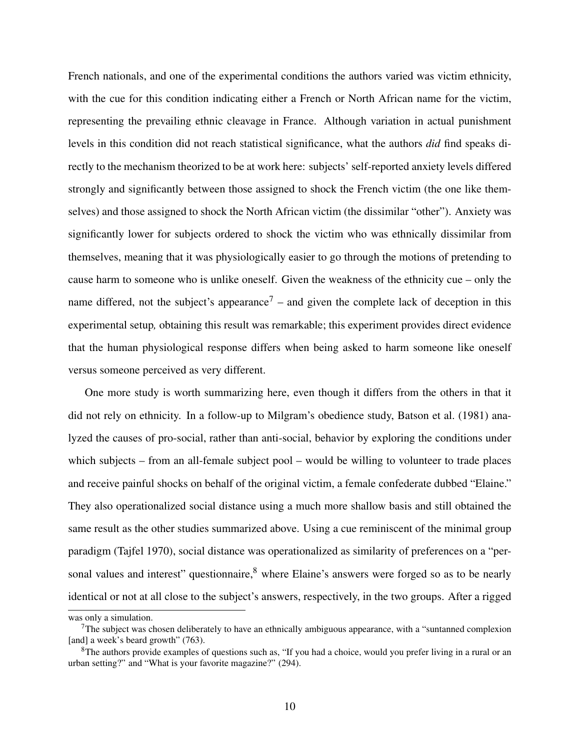French nationals, and one of the experimental conditions the authors varied was victim ethnicity, with the cue for this condition indicating either a French or North African name for the victim, representing the prevailing ethnic cleavage in France. Although variation in actual punishment levels in this condition did not reach statistical significance, what the authors *did* find speaks directly to the mechanism theorized to be at work here: subjects' self-reported anxiety levels differed strongly and significantly between those assigned to shock the French victim (the one like themselves) and those assigned to shock the North African victim (the dissimilar "other"). Anxiety was significantly lower for subjects ordered to shock the victim who was ethnically dissimilar from themselves, meaning that it was physiologically easier to go through the motions of pretending to cause harm to someone who is unlike oneself. Given the weakness of the ethnicity cue – only the name differed, not the subject's appearance[7] – and given the complete lack of deception in this experimental setup, obtaining this result was remarkable; this experiment provides direct evidence that the human physiological response differs when being asked to harm someone like oneself versus someone perceived as very different.

One more study is worth summarizing here, even though it differs from the others in that it did not rely on ethnicity. In a follow-up to Milgram's obedience study, Batson et al. (1981) analyzed the causes of pro-social, rather than anti-social, behavior by exploring the conditions under which subjects – from an all-female subject pool – would be willing to volunteer to trade places and receive painful shocks on behalf of the original victim, a female confederate dubbed "Elaine." They also operationalized social distance using a much more shallow basis and still obtained the same result as the other studies summarized above. Using a cue reminiscent of the minimal group paradigm (Tajfel 1970), social distance was operationalized as similarity of preferences on a "personal values and interest" questionnaire,[8] where Elaine's answers were forged so as to be nearly identical or not at all close to the subject's answers, respectively, in the two groups. After a rigged

was only a simulation.

[7] The subject was chosen deliberately to have an ethnically ambiguous appearance, with a "suntanned complexion [and] a week's beard growth" (763).

[8] The authors provide examples of questions such as, "If you had a choice, would you prefer living in a rural or an urban setting?" and "What is your favorite magazine?" (294).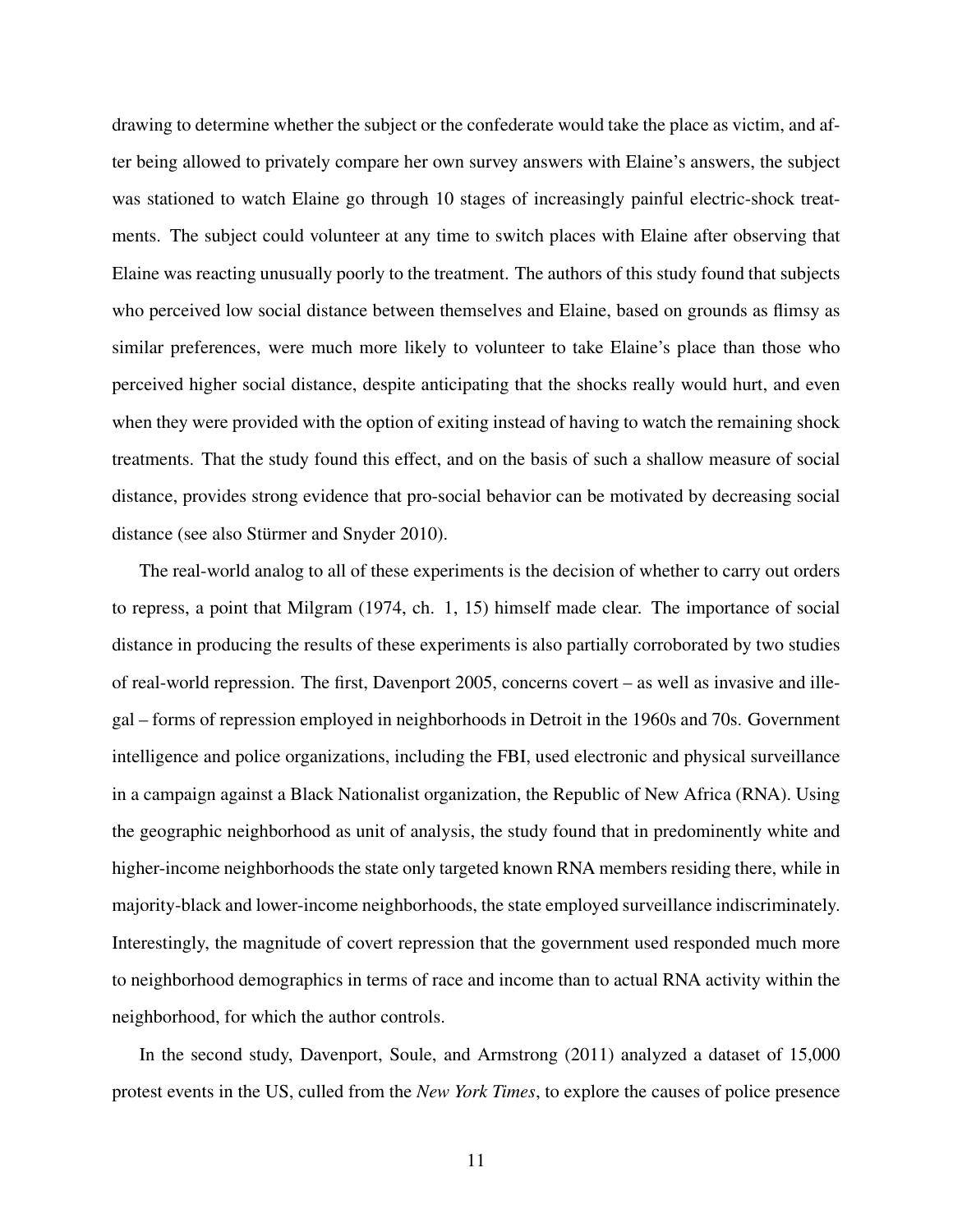drawing to determine whether the subject or the confederate would take the place as victim, and after being allowed to privately compare her own survey answers with Elaine's answers, the subject was stationed to watch Elaine go through 10 stages of increasingly painful electric-shock treatments. The subject could volunteer at any time to switch places with Elaine after observing that Elaine was reacting unusually poorly to the treatment. The authors of this study found that subjects who perceived low social distance between themselves and Elaine, based on grounds as flimsy as similar preferences, were much more likely to volunteer to take Elaine's place than those who perceived higher social distance, despite anticipating that the shocks really would hurt, and even when they were provided with the option of exiting instead of having to watch the remaining shock treatments. That the study found this effect, and on the basis of such a shallow measure of social distance, provides strong evidence that pro-social behavior can be motivated by decreasing social distance (see also Stürmer and Snyder 2010).

The real-world analog to all of these experiments is the decision of whether to carry out orders to repress, a point that Milgram (1974, ch. 1, 15) himself made clear. The importance of social distance in producing the results of these experiments is also partially corroborated by two studies of real-world repression. The first, Davenport 2005, concerns covert – as well as invasive and illegal – forms of repression employed in neighborhoods in Detroit in the 1960s and 70s. Government intelligence and police organizations, including the FBI, used electronic and physical surveillance in a campaign against a Black Nationalist organization, the Republic of New Africa (RNA). Using the geographic neighborhood as unit of analysis, the study found that in predominently white and higher-income neighborhoods the state only targeted known RNA members residing there, while in majority-black and lower-income neighborhoods, the state employed surveillance indiscriminately. Interestingly, the magnitude of covert repression that the government used responded much more to neighborhood demographics in terms of race and income than to actual RNA activity within the neighborhood, for which the author controls.

In the second study, Davenport, Soule, and Armstrong (2011) analyzed a dataset of 15,000 protest events in the US, culled from the *New York Times*, to explore the causes of police presence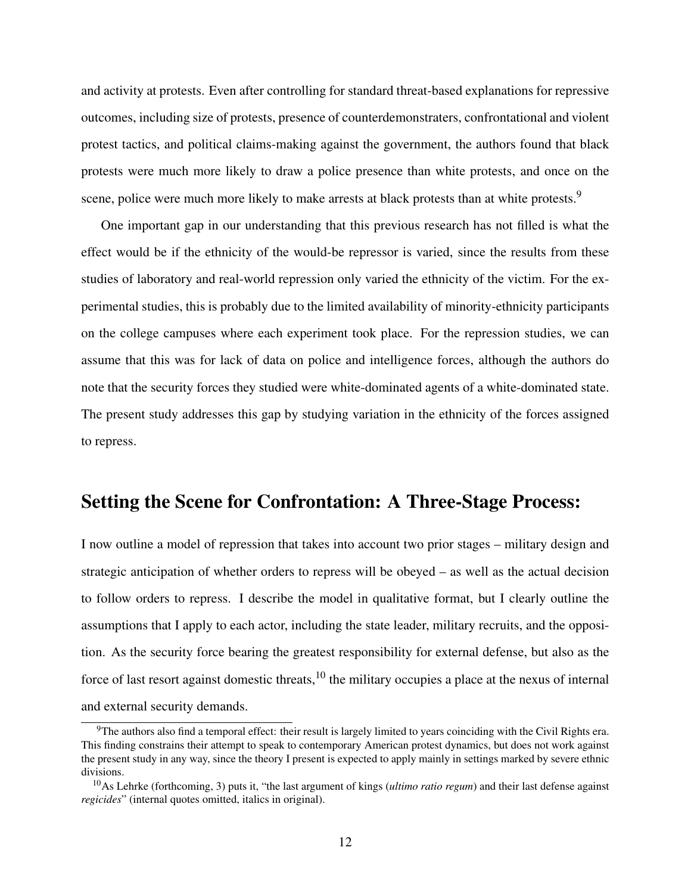and activity at protests. Even after controlling for standard threat-based explanations for repressive outcomes, including size of protests, presence of counterdemonstraters, confrontational and violent protest tactics, and political claims-making against the government, the authors found that black protests were much more likely to draw a police presence than white protests, and once on the scene, police were much more likely to make arrests at black protests than at white protests.[9]

One important gap in our understanding that this previous research has not filled is what the effect would be if the ethnicity of the would-be repressor is varied, since the results from these studies of laboratory and real-world repression only varied the ethnicity of the victim. For the experimental studies, this is probably due to the limited availability of minority-ethnicity participants on the college campuses where each experiment took place. For the repression studies, we can assume that this was for lack of data on police and intelligence forces, although the authors do note that the security forces they studied were white-dominated agents of a white-dominated state. The present study addresses this gap by studying variation in the ethnicity of the forces assigned to repress.

## Setting the Scene for Confrontation: A Three-Stage Process:

I now outline a model of repression that takes into account two prior stages – military design and strategic anticipation of whether orders to repress will be obeyed – as well as the actual decision to follow orders to repress. I describe the model in qualitative format, but I clearly outline the assumptions that I apply to each actor, including the state leader, military recruits, and the opposition. As the security force bearing the greatest responsibility for external defense, but also as the force of last resort against domestic threats,[10] the military occupies a place at the nexus of internal and external security demands.

[9]The authors also find a temporal effect: their result is largely limited to years coinciding with the Civil Rights era. This finding constrains their attempt to speak to contemporary American protest dynamics, but does not work against the present study in any way, since the theory I present is expected to apply mainly in settings marked by severe ethnic divisions.

[10]As Lehrke (forthcoming, 3) puts it, "the last argument of kings (*ultimo ratio regum*) and their last defense against *regicides*" (internal quotes omitted, italics in original).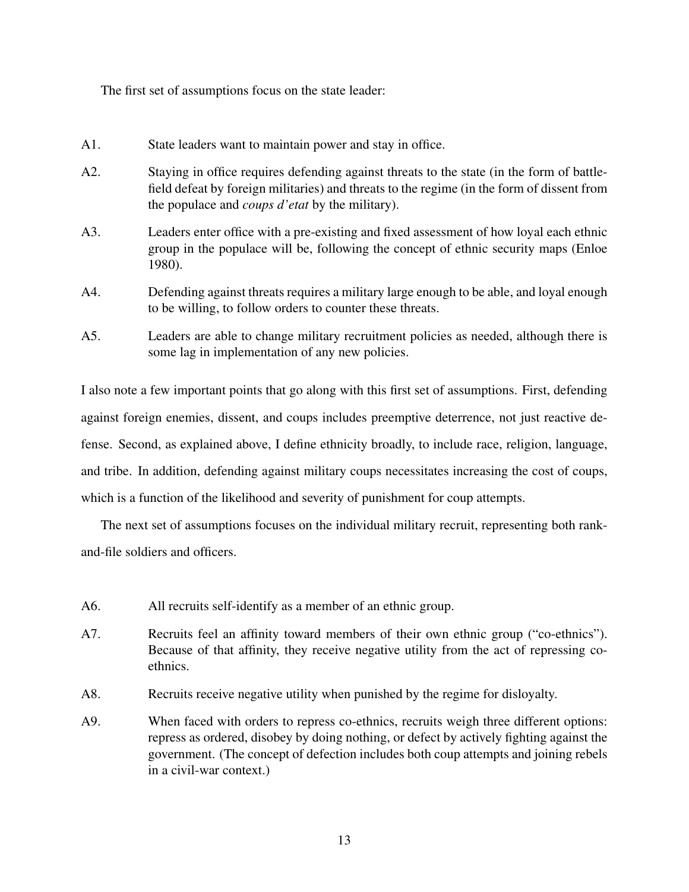The first set of assumptions focus on the state leader:

A1. State leaders want to maintain power and stay in office.

A2. Staying in office requires defending against threats to the state (in the form of battlefield defeat by foreign militaries) and threats to the regime (in the form of dissent from the populace and *coups d'etat* by the military).

A3. Leaders enter office with a pre-existing and fixed assessment of how loyal each ethnic group in the populace will be, following the concept of ethnic security maps (Enloe 1980).

A4. Defending against threats requires a military large enough to be able, and loyal enough to be willing, to follow orders to counter these threats.

A5. Leaders are able to change military recruitment policies as needed, although there is some lag in implementation of any new policies.

I also note a few important points that go along with this first set of assumptions. First, defending against foreign enemies, dissent, and coups includes preemptive deterrence, not just reactive defense. Second, as explained above, I define ethnicity broadly, to include race, religion, language, and tribe. In addition, defending against military coups necessitates increasing the cost of coups, which is a function of the likelihood and severity of punishment for coup attempts.

The next set of assumptions focuses on the individual military recruit, representing both rank-and-file soldiers and officers.

A6. All recruits self-identify as a member of an ethnic group.

A7. Recruits feel an affinity toward members of their own ethnic group ("co-ethnics"). Because of that affinity, they receive negative utility from the act of repressing co-ethnics.

A8. Recruits receive negative utility when punished by the regime for disloyalty.

A9. When faced with orders to repress co-ethnics, recruits weigh three different options: repress as ordered, disobey by doing nothing, or defect by actively fighting against the government. (The concept of defection includes both coup attempts and joining rebels in a civil-war context.)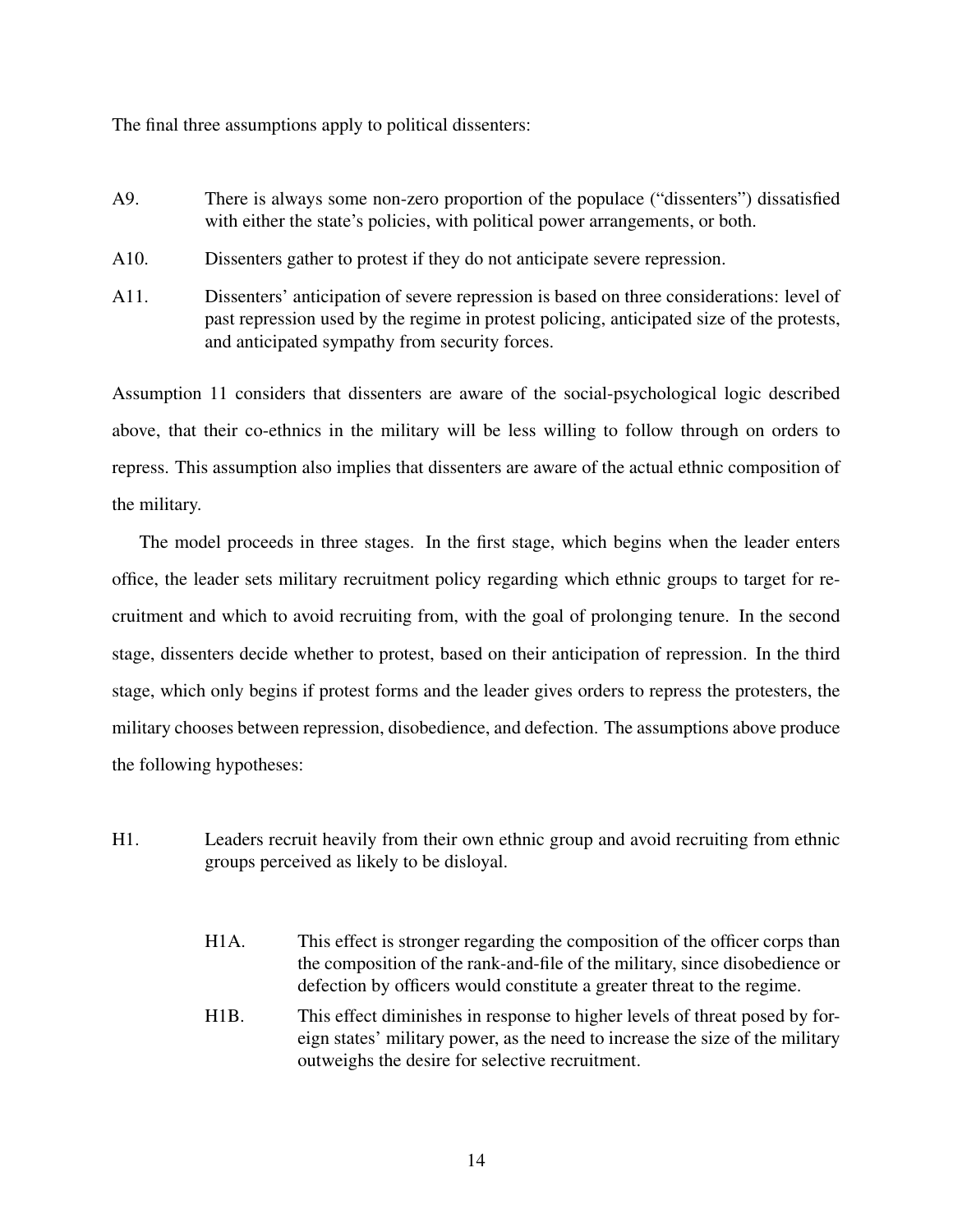The final three assumptions apply to political dissenters:

- A9. There is always some non-zero proportion of the populace ("dissenters") dissatisfied with either the state's policies, with political power arrangements, or both.
- A10. Dissenters gather to protest if they do not anticipate severe repression.
- A11. Dissenters' anticipation of severe repression is based on three considerations: level of past repression used by the regime in protest policing, anticipated size of the protests, and anticipated sympathy from security forces.

Assumption 11 considers that dissenters are aware of the social-psychological logic described above, that their co-ethnics in the military will be less willing to follow through on orders to repress. This assumption also implies that dissenters are aware of the actual ethnic composition of the military.

The model proceeds in three stages. In the first stage, which begins when the leader enters office, the leader sets military recruitment policy regarding which ethnic groups to target for recruitment and which to avoid recruiting from, with the goal of prolonging tenure. In the second stage, dissenters decide whether to protest, based on their anticipation of repression. In the third stage, which only begins if protest forms and the leader gives orders to repress the protesters, the military chooses between repression, disobedience, and defection. The assumptions above produce the following hypotheses:

- H1. Leaders recruit heavily from their own ethnic group and avoid recruiting from ethnic groups perceived as likely to be disloyal.
  - H1A. This effect is stronger regarding the composition of the officer corps than the composition of the rank-and-file of the military, since disobedience or defection by officers would constitute a greater threat to the regime.
  - H1B. This effect diminishes in response to higher levels of threat posed by foreign states' military power, as the need to increase the size of the military outweighs the desire for selective recruitment.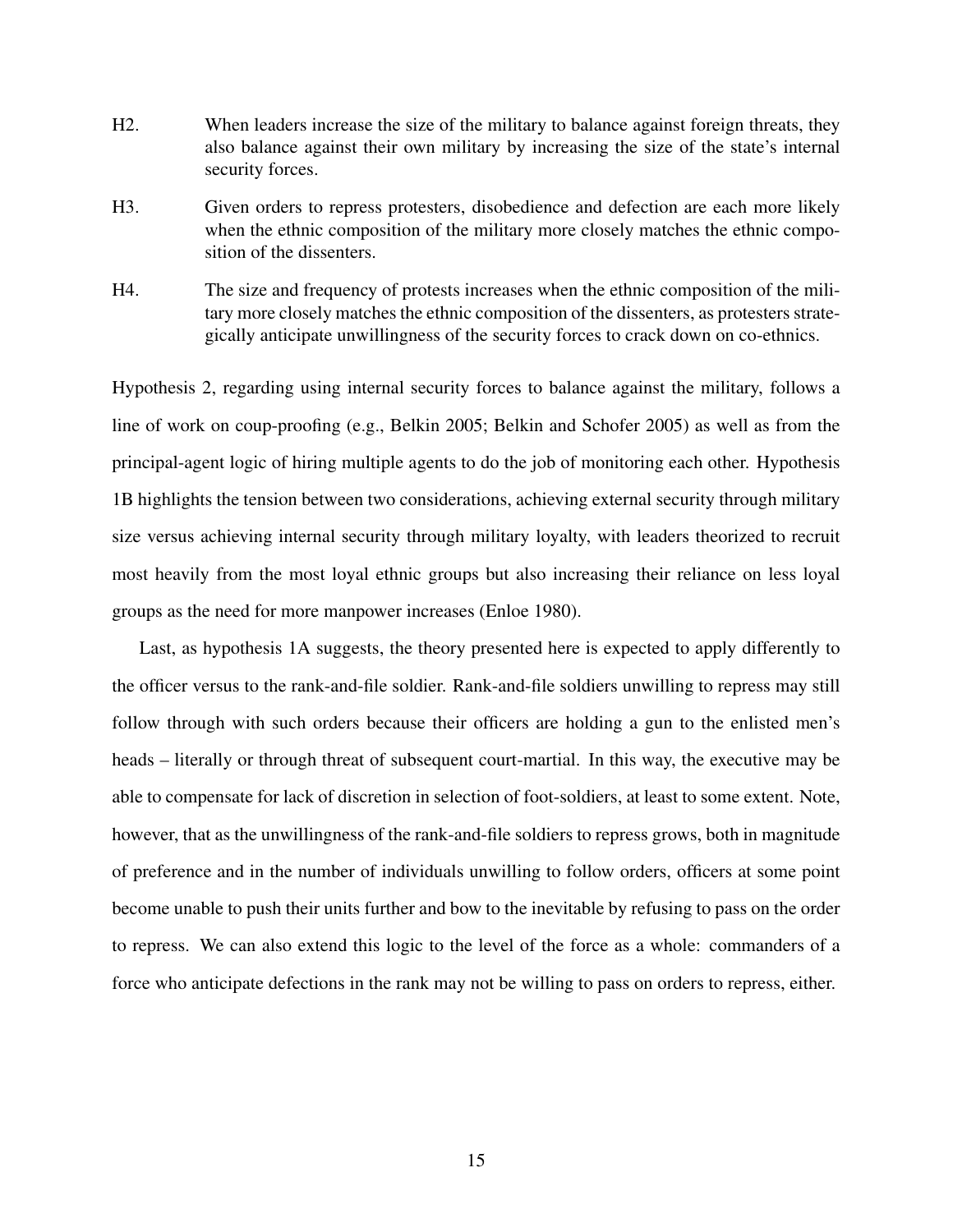H2. When leaders increase the size of the military to balance against foreign threats, they also balance against their own military by increasing the size of the state's internal security forces.

H3. Given orders to repress protesters, disobedience and defection are each more likely when the ethnic composition of the military more closely matches the ethnic composition of the dissenters.

H4. The size and frequency of protests increases when the ethnic composition of the military more closely matches the ethnic composition of the dissenters, as protesters strategically anticipate unwillingness of the security forces to crack down on co-ethnics.

Hypothesis 2, regarding using internal security forces to balance against the military, follows a line of work on coup-proofing (e.g., Belkin 2005; Belkin and Schofer 2005) as well as from the principal-agent logic of hiring multiple agents to do the job of monitoring each other. Hypothesis 1B highlights the tension between two considerations, achieving external security through military size versus achieving internal security through military loyalty, with leaders theorized to recruit most heavily from the most loyal ethnic groups but also increasing their reliance on less loyal groups as the need for more manpower increases (Enloe 1980).

Last, as hypothesis 1A suggests, the theory presented here is expected to apply differently to the officer versus to the rank-and-file soldier. Rank-and-file soldiers unwilling to repress may still follow through with such orders because their officers are holding a gun to the enlisted men's heads – literally or through threat of subsequent court-martial. In this way, the executive may be able to compensate for lack of discretion in selection of foot-soldiers, at least to some extent. Note, however, that as the unwillingness of the rank-and-file soldiers to repress grows, both in magnitude of preference and in the number of individuals unwilling to follow orders, officers at some point become unable to push their units further and bow to the inevitable by refusing to pass on the order to repress. We can also extend this logic to the level of the force as a whole: commanders of a force who anticipate defections in the rank may not be willing to pass on orders to repress, either.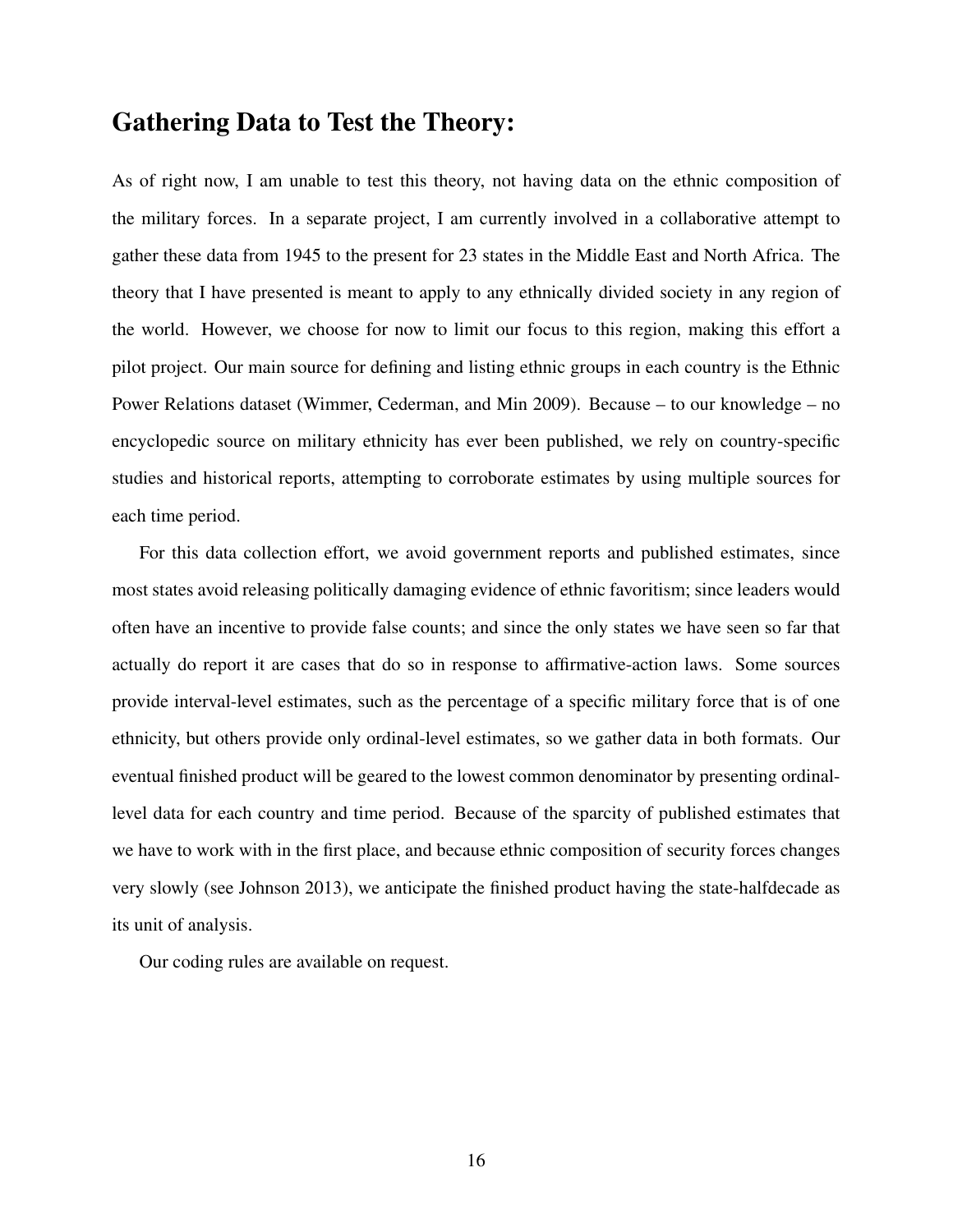## Gathering Data to Test the Theory:

As of right now, I am unable to test this theory, not having data on the ethnic composition of the military forces. In a separate project, I am currently involved in a collaborative attempt to gather these data from 1945 to the present for 23 states in the Middle East and North Africa. The theory that I have presented is meant to apply to any ethnically divided society in any region of the world. However, we choose for now to limit our focus to this region, making this effort a pilot project. Our main source for defining and listing ethnic groups in each country is the Ethnic Power Relations dataset (Wimmer, Cederman, and Min 2009). Because – to our knowledge – no encyclopedic source on military ethnicity has ever been published, we rely on country-specific studies and historical reports, attempting to corroborate estimates by using multiple sources for each time period.

For this data collection effort, we avoid government reports and published estimates, since most states avoid releasing politically damaging evidence of ethnic favoritism; since leaders would often have an incentive to provide false counts; and since the only states we have seen so far that actually do report it are cases that do so in response to affirmative-action laws. Some sources provide interval-level estimates, such as the percentage of a specific military force that is of one ethnicity, but others provide only ordinal-level estimates, so we gather data in both formats. Our eventual finished product will be geared to the lowest common denominator by presenting ordinal-level data for each country and time period. Because of the sparcity of published estimates that we have to work with in the first place, and because ethnic composition of security forces changes very slowly (see Johnson 2013), we anticipate the finished product having the state-halfdecade as its unit of analysis.

Our coding rules are available on request.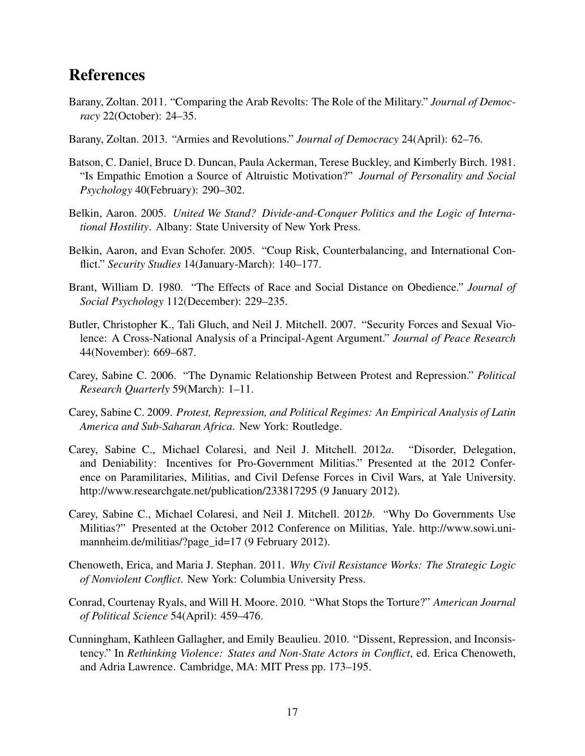## References

Barany, Zoltan. 2011. "Comparing the Arab Revolts: The Role of the Military." *Journal of Democracy* 22(October): 24–35.

Barany, Zoltan. 2013. "Armies and Revolutions." *Journal of Democracy* 24(April): 62–76.

Batson, C. Daniel, Bruce D. Duncan, Paula Ackerman, Terese Buckley, and Kimberly Birch. 1981. "Is Empathic Emotion a Source of Altruistic Motivation?" *Journal of Personality and Social Psychology* 40(February): 290–302.

Belkin, Aaron. 2005. *United We Stand? Divide-and-Conquer Politics and the Logic of International Hostility*. Albany: State University of New York Press.

Belkin, Aaron, and Evan Schofer. 2005. "Coup Risk, Counterbalancing, and International Conflict." *Security Studies* 14(January-March): 140–177.

Brant, William D. 1980. "The Effects of Race and Social Distance on Obedience." *Journal of Social Psychology* 112(December): 229–235.

Butler, Christopher K., Tali Gluch, and Neil J. Mitchell. 2007. "Security Forces and Sexual Violence: A Cross-National Analysis of a Principal-Agent Argument." *Journal of Peace Research* 44(November): 669–687.

Carey, Sabine C. 2006. "The Dynamic Relationship Between Protest and Repression." *Political Research Quarterly* 59(March): 1–11.

Carey, Sabine C. 2009. *Protest, Repression, and Political Regimes: An Empirical Analysis of Latin America and Sub-Saharan Africa*. New York: Routledge.

Carey, Sabine C., Michael Colaresi, and Neil J. Mitchell. 2012*a*. "Disorder, Delegation, and Deniability: Incentives for Pro-Government Militias." Presented at the 2012 Conference on Paramilitaries, Militias, and Civil Defense Forces in Civil Wars, at Yale University. http://www.researchgate.net/publication/233817295 (9 January 2012).

Carey, Sabine C., Michael Colaresi, and Neil J. Mitchell. 2012*b*. "Why Do Governments Use Militias?" Presented at the October 2012 Conference on Militias, Yale. http://www.sowi.uni-mannheim.de/militias/?page_id=17 (9 February 2012).

Chenoweth, Erica, and Maria J. Stephan. 2011. *Why Civil Resistance Works: The Strategic Logic of Nonviolent Conflict*. New York: Columbia University Press.

Conrad, Courtenay Ryals, and Will H. Moore. 2010. "What Stops the Torture?" *American Journal of Political Science* 54(April): 459–476.

Cunningham, Kathleen Gallagher, and Emily Beaulieu. 2010. "Dissent, Repression, and Inconsistency." In *Rethinking Violence: States and Non-State Actors in Conflict*, ed. Erica Chenoweth, and Adria Lawrence. Cambridge, MA: MIT Press pp. 173–195.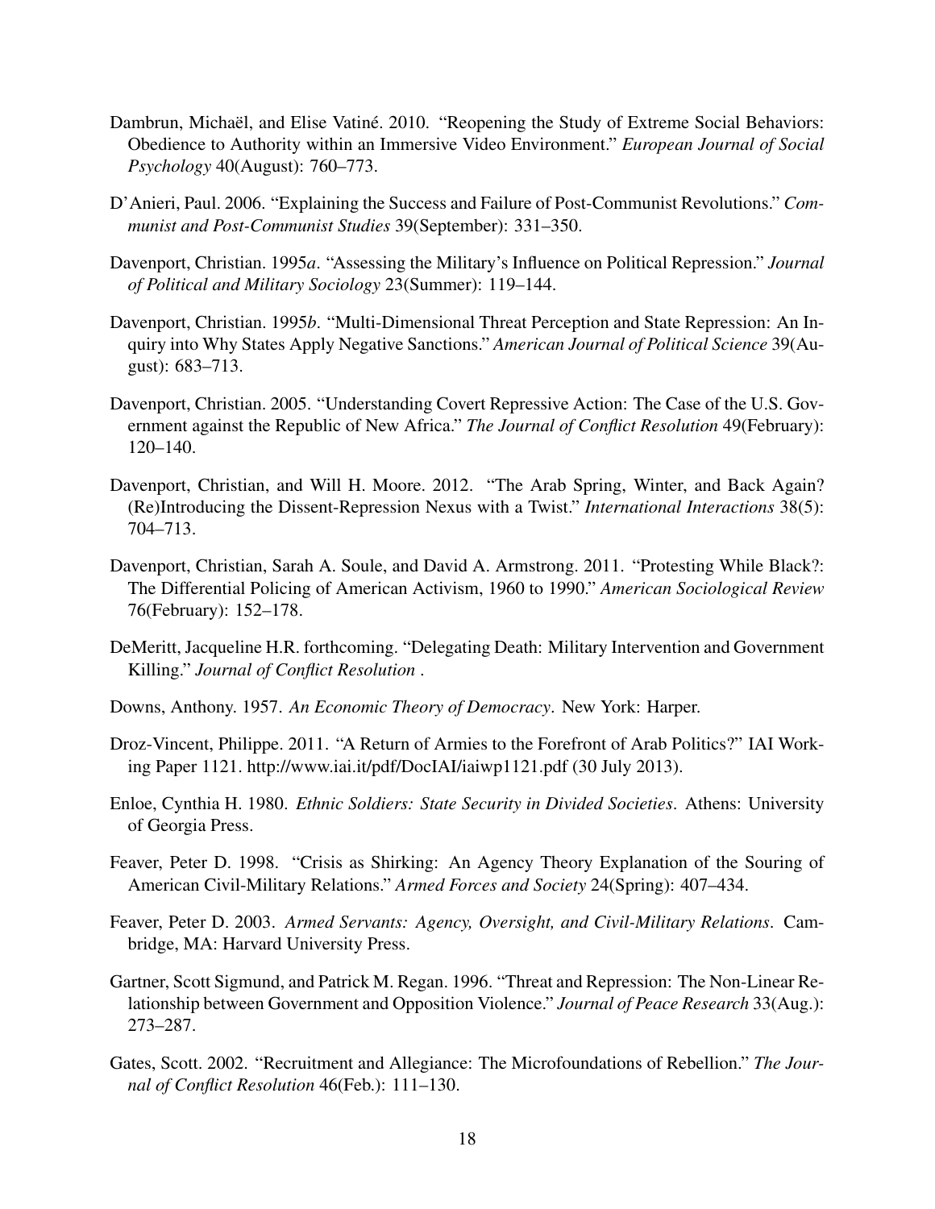Dambrun, Michaël, and Elise Vatiné. 2010. "Reopening the Study of Extreme Social Behaviors: Obedience to Authority within an Immersive Video Environment." *European Journal of Social Psychology* 40(August): 760–773.

D'Anieri, Paul. 2006. "Explaining the Success and Failure of Post-Communist Revolutions." *Communist and Post-Communist Studies* 39(September): 331–350.

Davenport, Christian. 1995*a*. "Assessing the Military's Influence on Political Repression." *Journal of Political and Military Sociology* 23(Summer): 119–144.

Davenport, Christian. 1995*b*. "Multi-Dimensional Threat Perception and State Repression: An Inquiry into Why States Apply Negative Sanctions." *American Journal of Political Science* 39(August): 683–713.

Davenport, Christian. 2005. "Understanding Covert Repressive Action: The Case of the U.S. Government against the Republic of New Africa." *The Journal of Conflict Resolution* 49(February): 120–140.

Davenport, Christian, and Will H. Moore. 2012. "The Arab Spring, Winter, and Back Again? (Re)Introducing the Dissent-Repression Nexus with a Twist." *International Interactions* 38(5): 704–713.

Davenport, Christian, Sarah A. Soule, and David A. Armstrong. 2011. "Protesting While Black?: The Differential Policing of American Activism, 1960 to 1990." *American Sociological Review* 76(February): 152–178.

DeMeritt, Jacqueline H.R. forthcoming. "Delegating Death: Military Intervention and Government Killing." *Journal of Conflict Resolution* .

Downs, Anthony. 1957. *An Economic Theory of Democracy*. New York: Harper.

Droz-Vincent, Philippe. 2011. "A Return of Armies to the Forefront of Arab Politics?" IAI Working Paper 1121. http://www.iai.it/pdf/DocIAI/iaiwp1121.pdf (30 July 2013).

Enloe, Cynthia H. 1980. *Ethnic Soldiers: State Security in Divided Societies*. Athens: University of Georgia Press.

Feaver, Peter D. 1998. "Crisis as Shirking: An Agency Theory Explanation of the Souring of American Civil-Military Relations." *Armed Forces and Society* 24(Spring): 407–434.

Feaver, Peter D. 2003. *Armed Servants: Agency, Oversight, and Civil-Military Relations*. Cambridge, MA: Harvard University Press.

Gartner, Scott Sigmund, and Patrick M. Regan. 1996. "Threat and Repression: The Non-Linear Relationship between Government and Opposition Violence." *Journal of Peace Research* 33(Aug.): 273–287.

Gates, Scott. 2002. "Recruitment and Allegiance: The Microfoundations of Rebellion." *The Journal of Conflict Resolution* 46(Feb.): 111–130.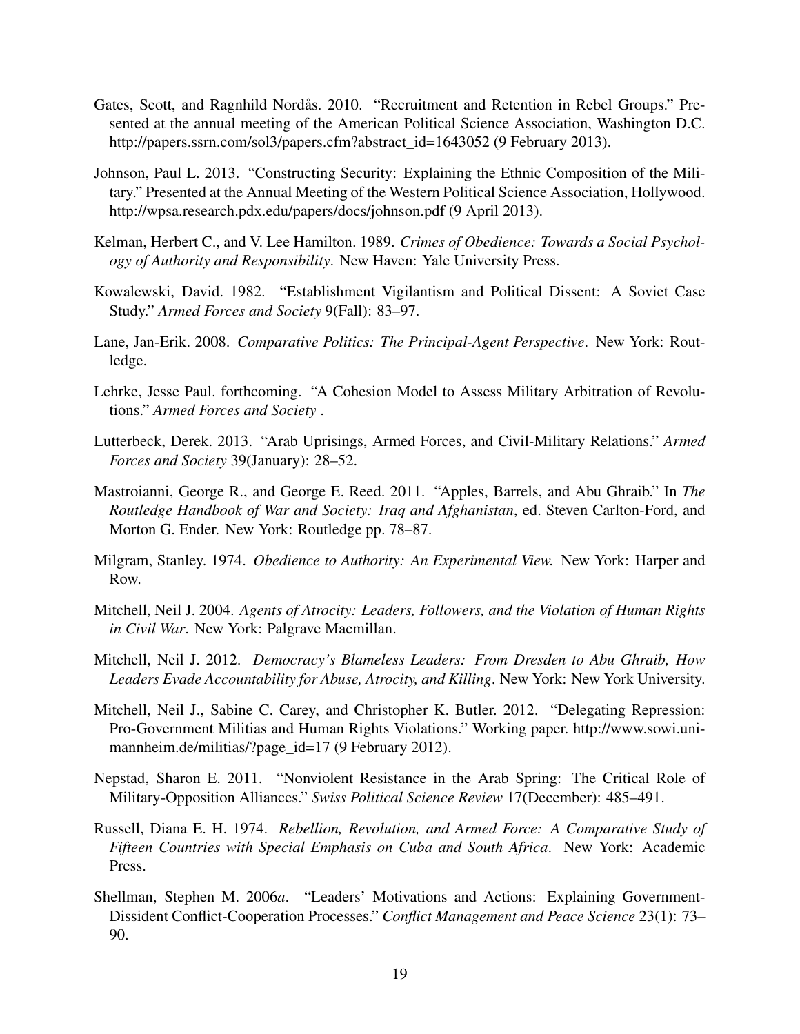Gates, Scott, and Ragnhild Nordås. 2010. "Recruitment and Retention in Rebel Groups." Presented at the annual meeting of the American Political Science Association, Washington D.C. http://papers.ssrn.com/sol3/papers.cfm?abstract_id=1643052 (9 February 2013).

Johnson, Paul L. 2013. "Constructing Security: Explaining the Ethnic Composition of the Military." Presented at the Annual Meeting of the Western Political Science Association, Hollywood. http://wpsa.research.pdx.edu/papers/docs/johnson.pdf (9 April 2013).

Kelman, Herbert C., and V. Lee Hamilton. 1989. *Crimes of Obedience: Towards a Social Psychology of Authority and Responsibility*. New Haven: Yale University Press.

Kowalewski, David. 1982. "Establishment Vigilantism and Political Dissent: A Soviet Case Study." *Armed Forces and Society* 9(Fall): 83–97.

Lane, Jan-Erik. 2008. *Comparative Politics: The Principal-Agent Perspective*. New York: Routledge.

Lehrke, Jesse Paul. forthcoming. "A Cohesion Model to Assess Military Arbitration of Revolutions." *Armed Forces and Society* .

Lutterbeck, Derek. 2013. "Arab Uprisings, Armed Forces, and Civil-Military Relations." *Armed Forces and Society* 39(January): 28–52.

Mastroianni, George R., and George E. Reed. 2011. "Apples, Barrels, and Abu Ghraib." In *The Routledge Handbook of War and Society: Iraq and Afghanistan*, ed. Steven Carlton-Ford, and Morton G. Ender. New York: Routledge pp. 78–87.

Milgram, Stanley. 1974. *Obedience to Authority: An Experimental View.* New York: Harper and Row.

Mitchell, Neil J. 2004. *Agents of Atrocity: Leaders, Followers, and the Violation of Human Rights in Civil War*. New York: Palgrave Macmillan.

Mitchell, Neil J. 2012. *Democracy's Blameless Leaders: From Dresden to Abu Ghraib, How Leaders Evade Accountability for Abuse, Atrocity, and Killing*. New York: New York University.

Mitchell, Neil J., Sabine C. Carey, and Christopher K. Butler. 2012. "Delegating Repression: Pro-Government Militias and Human Rights Violations." Working paper. http://www.sowi.uni-mannheim.de/militias/?page_id=17 (9 February 2012).

Nepstad, Sharon E. 2011. "Nonviolent Resistance in the Arab Spring: The Critical Role of Military-Opposition Alliances." *Swiss Political Science Review* 17(December): 485–491.

Russell, Diana E. H. 1974. *Rebellion, Revolution, and Armed Force: A Comparative Study of Fifteen Countries with Special Emphasis on Cuba and South Africa*. New York: Academic Press.

Shellman, Stephen M. 2006*a*. "Leaders' Motivations and Actions: Explaining Government-Dissident Conflict-Cooperation Processes." *Conflict Management and Peace Science* 23(1): 73–90.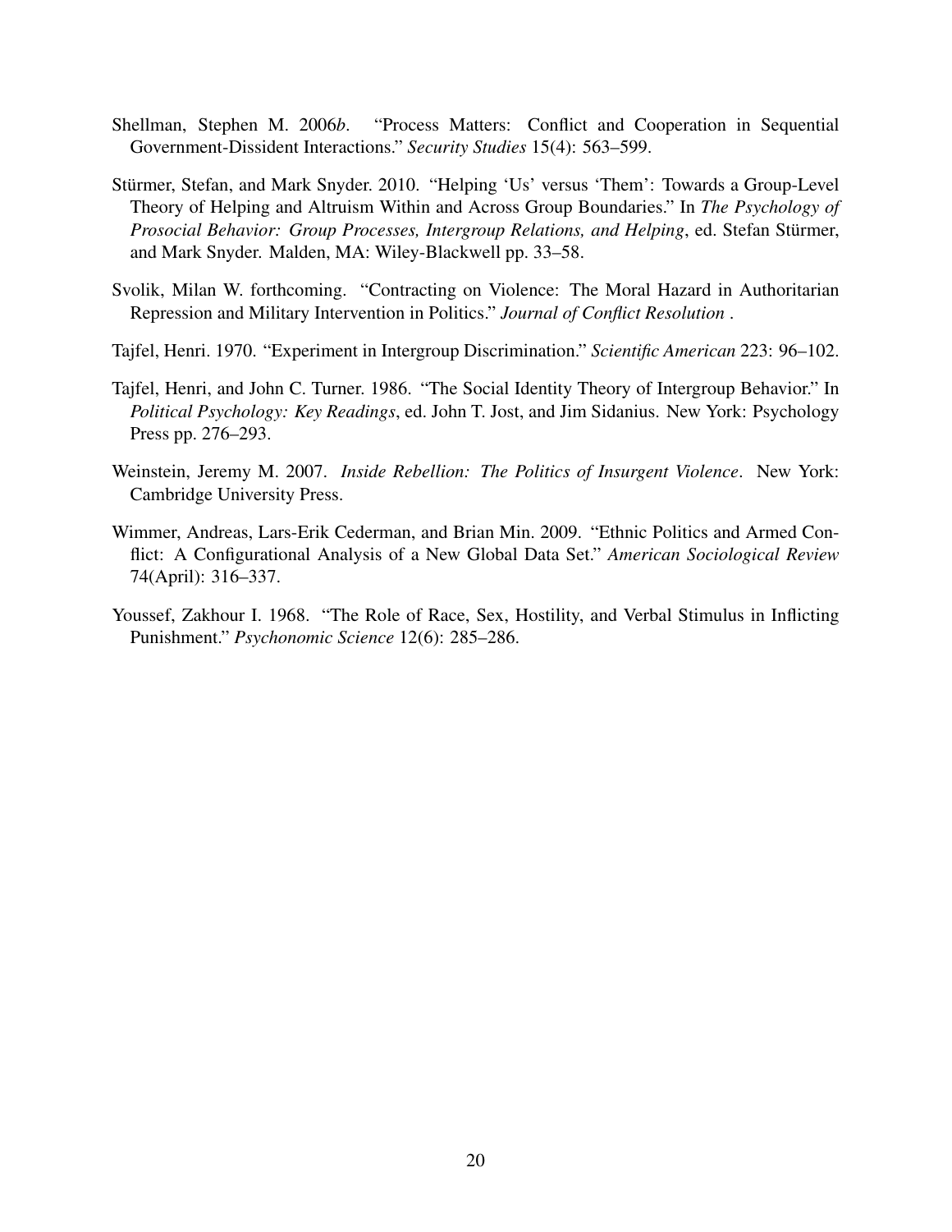Shellman, Stephen M. 2006*b*. "Process Matters: Conflict and Cooperation in Sequential Government-Dissident Interactions." *Security Studies* 15(4): 563–599.

Stürmer, Stefan, and Mark Snyder. 2010. "Helping 'Us' versus 'Them': Towards a Group-Level Theory of Helping and Altruism Within and Across Group Boundaries." In *The Psychology of Prosocial Behavior: Group Processes, Intergroup Relations, and Helping*, ed. Stefan Stürmer, and Mark Snyder. Malden, MA: Wiley-Blackwell pp. 33–58.

Svolik, Milan W. forthcoming. "Contracting on Violence: The Moral Hazard in Authoritarian Repression and Military Intervention in Politics." *Journal of Conflict Resolution* .

Tajfel, Henri. 1970. "Experiment in Intergroup Discrimination." *Scientific American* 223: 96–102.

Tajfel, Henri, and John C. Turner. 1986. "The Social Identity Theory of Intergroup Behavior." In *Political Psychology: Key Readings*, ed. John T. Jost, and Jim Sidanius. New York: Psychology Press pp. 276–293.

Weinstein, Jeremy M. 2007. *Inside Rebellion: The Politics of Insurgent Violence*. New York: Cambridge University Press.

Wimmer, Andreas, Lars-Erik Cederman, and Brian Min. 2009. "Ethnic Politics and Armed Conflict: A Configurational Analysis of a New Global Data Set." *American Sociological Review* 74(April): 316–337.

Youssef, Zakhour I. 1968. "The Role of Race, Sex, Hostility, and Verbal Stimulus in Inflicting Punishment." *Psychonomic Science* 12(6): 285–286.